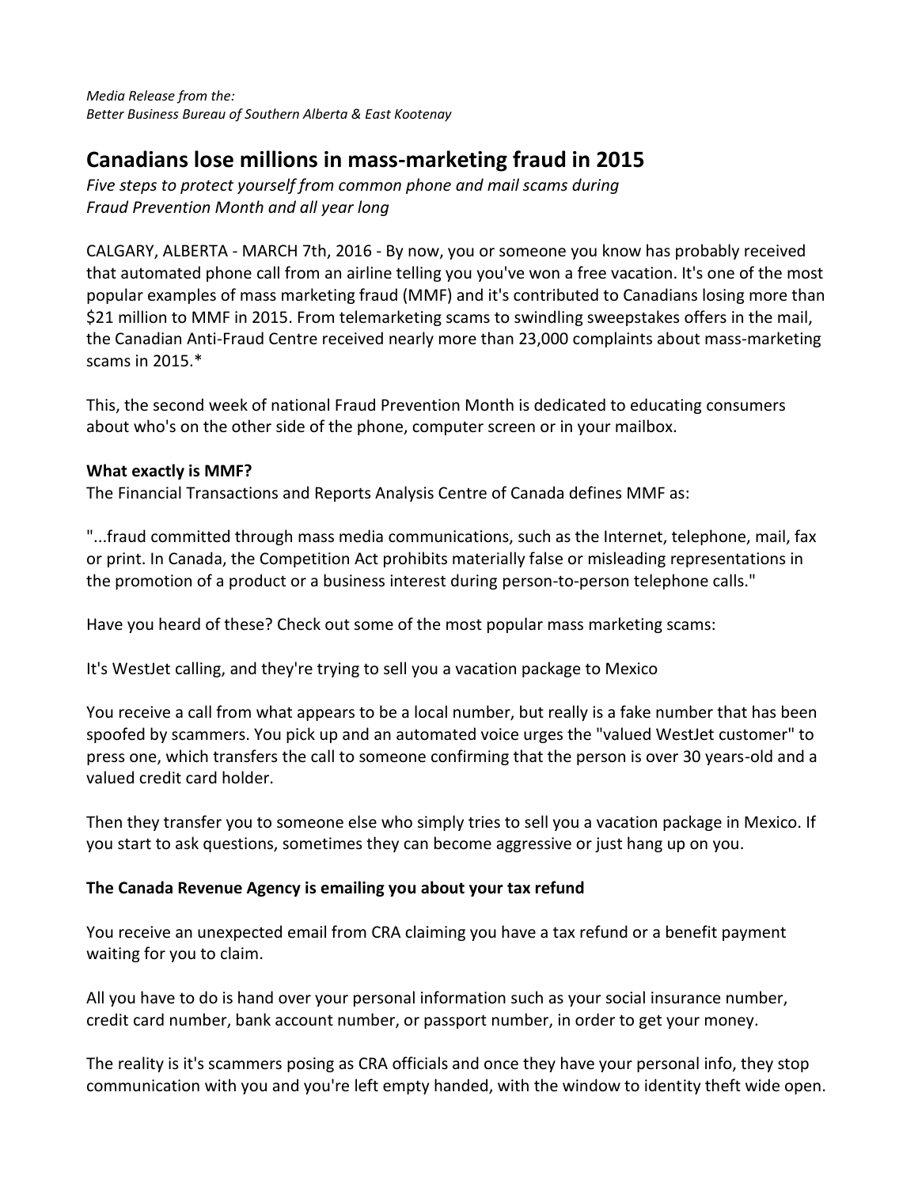*Media Release from the:*
*Better Business Bureau of Southern Alberta & East Kootenay*

# Canadians lose millions in mass-marketing fraud in 2015

*Five steps to protect yourself from common phone and mail scams during Fraud Prevention Month and all year long*

CALGARY, ALBERTA - MARCH 7th, 2016 - By now, you or someone you know has probably received that automated phone call from an airline telling you you've won a free vacation. It's one of the most popular examples of mass marketing fraud (MMF) and it's contributed to Canadians losing more than $21 million to MMF in 2015. From telemarketing scams to swindling sweepstakes offers in the mail, the Canadian Anti-Fraud Centre received nearly more than 23,000 complaints about mass-marketing scams in 2015.*

This, the second week of national Fraud Prevention Month is dedicated to educating consumers about who's on the other side of the phone, computer screen or in your mailbox.

**What exactly is MMF?**

The Financial Transactions and Reports Analysis Centre of Canada defines MMF as:

"...fraud committed through mass media communications, such as the Internet, telephone, mail, fax or print. In Canada, the Competition Act prohibits materially false or misleading representations in the promotion of a product or a business interest during person-to-person telephone calls."

Have you heard of these? Check out some of the most popular mass marketing scams:

It's WestJet calling, and they're trying to sell you a vacation package to Mexico

You receive a call from what appears to be a local number, but really is a fake number that has been spoofed by scammers. You pick up and an automated voice urges the "valued WestJet customer" to press one, which transfers the call to someone confirming that the person is over 30 years-old and a valued credit card holder.

Then they transfer you to someone else who simply tries to sell you a vacation package in Mexico. If you start to ask questions, sometimes they can become aggressive or just hang up on you.

**The Canada Revenue Agency is emailing you about your tax refund**

You receive an unexpected email from CRA claiming you have a tax refund or a benefit payment waiting for you to claim.

All you have to do is hand over your personal information such as your social insurance number, credit card number, bank account number, or passport number, in order to get your money.

The reality is it's scammers posing as CRA officials and once they have your personal info, they stop communication with you and you're left empty handed, with the window to identity theft wide open.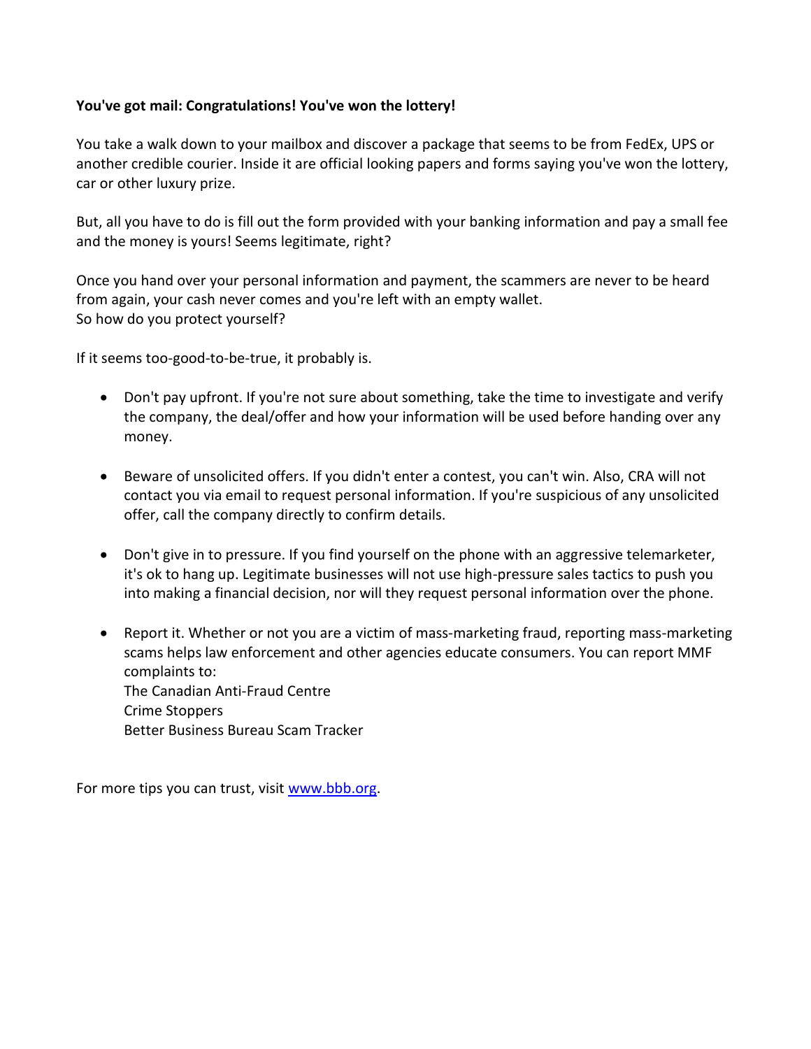**You've got mail: Congratulations! You've won the lottery!**

You take a walk down to your mailbox and discover a package that seems to be from FedEx, UPS or another credible courier. Inside it are official looking papers and forms saying you've won the lottery, car or other luxury prize.

But, all you have to do is fill out the form provided with your banking information and pay a small fee and the money is yours! Seems legitimate, right?

Once you hand over your personal information and payment, the scammers are never to be heard from again, your cash never comes and you're left with an empty wallet.
So how do you protect yourself?

If it seems too-good-to-be-true, it probably is.

- Don't pay upfront. If you're not sure about something, take the time to investigate and verify the company, the deal/offer and how your information will be used before handing over any money.

- Beware of unsolicited offers. If you didn't enter a contest, you can't win. Also, CRA will not contact you via email to request personal information. If you're suspicious of any unsolicited offer, call the company directly to confirm details.

- Don't give in to pressure. If you find yourself on the phone with an aggressive telemarketer, it's ok to hang up. Legitimate businesses will not use high-pressure sales tactics to push you into making a financial decision, nor will they request personal information over the phone.

- Report it. Whether or not you are a victim of mass-marketing fraud, reporting mass-marketing scams helps law enforcement and other agencies educate consumers. You can report MMF complaints to:
  The Canadian Anti-Fraud Centre
  Crime Stoppers
  Better Business Bureau Scam Tracker

For more tips you can trust, visit [www.bbb.org](http://www.bbb.org).